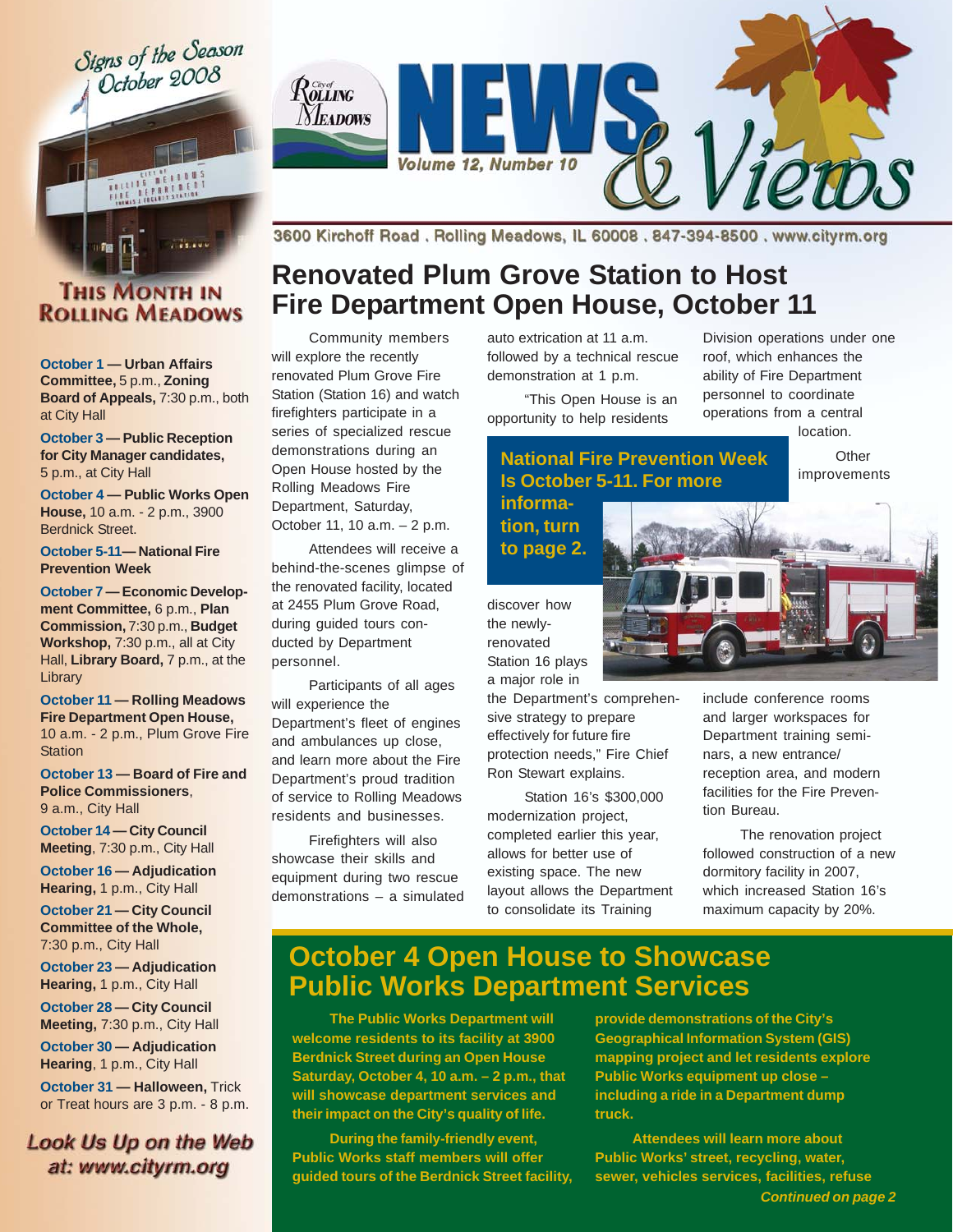# City of Rolling Meadows News & Views

Volume 12, Number 10

3600 Kirchoff Road . Rolling Meadows, IL 60008 . 847-394-8500 . www.cityrm.org

Signs of the Season
October 2008

## This Month in Rolling Meadows

**October 1 — Urban Affairs Committee,** 5 p.m., **Zoning Board of Appeals,** 7:30 p.m., both at City Hall

**October 3 — Public Reception for City Manager candidates,** 5 p.m., at City Hall

**October 4 — Public Works Open House,** 10 a.m. - 2 p.m., 3900 Berdnick Street.

**October 5-11— National Fire Prevention Week**

**October 7 — Economic Development Committee,** 6 p.m., **Plan Commission,** 7:30 p.m., **Budget Workshop,** 7:30 p.m., all at City Hall, **Library Board,** 7 p.m., at the Library

**October 11 — Rolling Meadows Fire Department Open House,** 10 a.m. - 2 p.m., Plum Grove Fire Station

**October 13 — Board of Fire and Police Commissioners**, 9 a.m., City Hall

**October 14 — City Council Meeting**, 7:30 p.m., City Hall

**October 16 — Adjudication Hearing,** 1 p.m., City Hall

**October 21 — City Council Committee of the Whole,** 7:30 p.m., City Hall

**October 23 — Adjudication Hearing,** 1 p.m., City Hall

**October 28 — City Council Meeting,** 7:30 p.m., City Hall

**October 30 — Adjudication Hearing**, 1 p.m., City Hall

**October 31 — Halloween,** Trick or Treat hours are 3 p.m. - 8 p.m.

*Look Us Up on the Web at: www.cityrm.org*

# Renovated Plum Grove Station to Host Fire Department Open House, October 11

Community members will explore the recently renovated Plum Grove Fire Station (Station 16) and watch firefighters participate in a series of specialized rescue demonstrations during an Open House hosted by the Rolling Meadows Fire Department, Saturday, October 11, 10 a.m. – 2 p.m.

Attendees will receive a behind-the-scenes glimpse of the renovated facility, located at 2455 Plum Grove Road, during guided tours conducted by Department personnel.

Participants of all ages will experience the Department's fleet of engines and ambulances up close, and learn more about the Fire Department's proud tradition of service to Rolling Meadows residents and businesses.

Firefighters will also showcase their skills and equipment during two rescue demonstrations – a simulated auto extrication at 11 a.m. followed by a technical rescue demonstration at 1 p.m.

"This Open House is an opportunity to help residents discover how the newly-renovated Station 16 plays a major role in the Department's comprehensive strategy to prepare effectively for future fire protection needs," Fire Chief Ron Stewart explains.

**National Fire Prevention Week Is October 5-11. For more information, turn to page 2.**

Station 16's $300,000 modernization project, completed earlier this year, allows for better use of existing space. The new layout allows the Department to consolidate its Training Division operations under one roof, which enhances the ability of Fire Department personnel to coordinate operations from a central location.

Other improvements include conference rooms and larger workspaces for Department training seminars, a new entrance/reception area, and modern facilities for the Fire Prevention Bureau.

The renovation project followed construction of a new dormitory facility in 2007, which increased Station 16's maximum capacity by 20%.

# October 4 Open House to Showcase Public Works Department Services

**The Public Works Department will welcome residents to its facility at 3900 Berdnick Street during an Open House Saturday, October 4, 10 a.m. – 2 p.m., that will showcase department services and their impact on the City's quality of life.**

**During the family-friendly event, Public Works staff members will offer guided tours of the Berdnick Street facility, provide demonstrations of the City's Geographical Information System (GIS) mapping project and let residents explore Public Works equipment up close – including a ride in a Department dump truck.**

**Attendees will learn more about Public Works' street, recycling, water, sewer, vehicles services, facilities, refuse**

***Continued on page 2***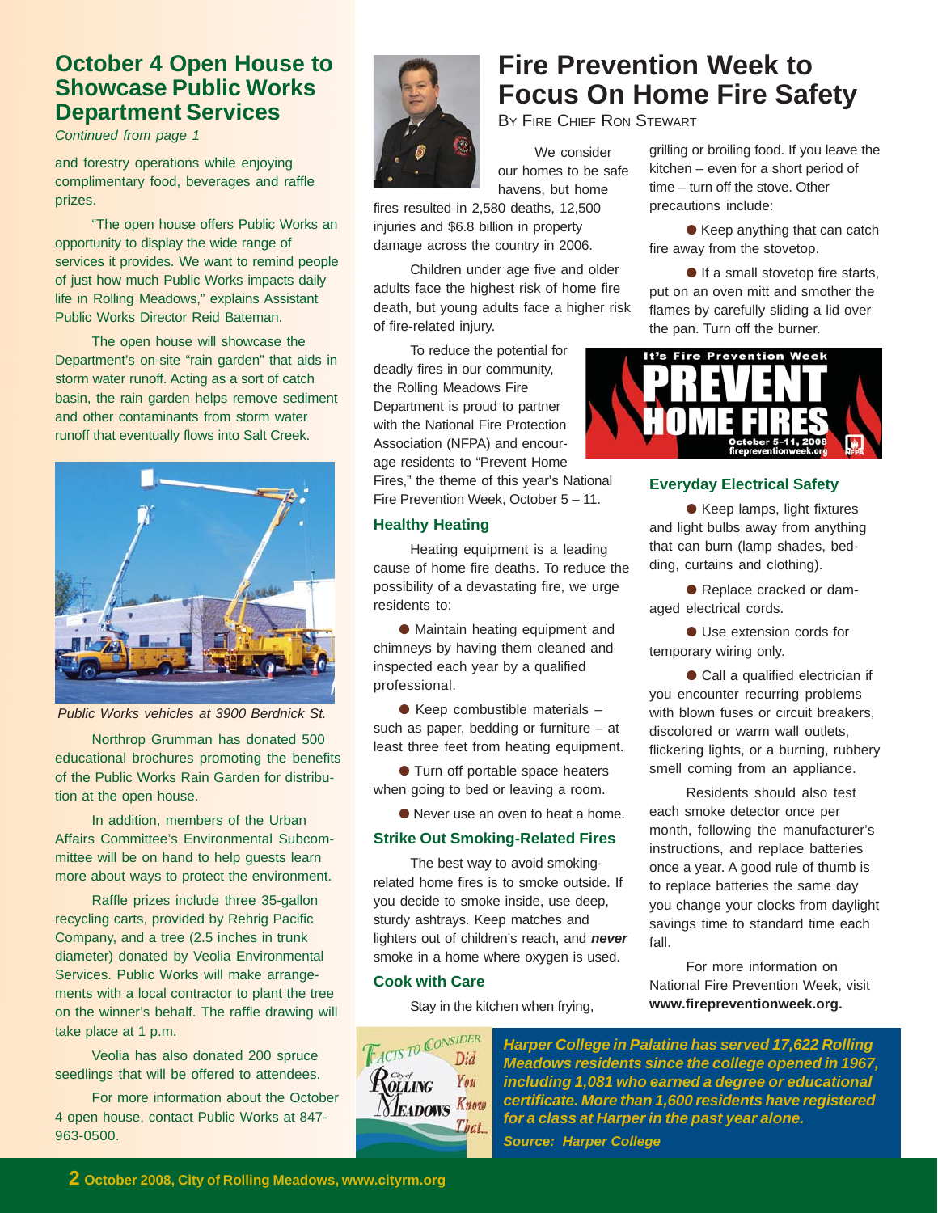## October 4 Open House to Showcase Public Works Department Services

*Continued from page 1*

and forestry operations while enjoying complimentary food, beverages and raffle prizes.

"The open house offers Public Works an opportunity to display the wide range of services it provides. We want to remind people of just how much Public Works impacts daily life in Rolling Meadows," explains Assistant Public Works Director Reid Bateman.

The open house will showcase the Department's on-site "rain garden" that aids in storm water runoff. Acting as a sort of catch basin, the rain garden helps remove sediment and other contaminants from storm water runoff that eventually flows into Salt Creek.

*Public Works vehicles at 3900 Berdnick St.*

Northrop Grumman has donated 500 educational brochures promoting the benefits of the Public Works Rain Garden for distribution at the open house.

In addition, members of the Urban Affairs Committee's Environmental Subcommittee will be on hand to help guests learn more about ways to protect the environment.

Raffle prizes include three 35-gallon recycling carts, provided by Rehrig Pacific Company, and a tree (2.5 inches in trunk diameter) donated by Veolia Environmental Services. Public Works will make arrangements with a local contractor to plant the tree on the winner's behalf. The raffle drawing will take place at 1 p.m.

Veolia has also donated 200 spruce seedlings that will be offered to attendees.

For more information about the October 4 open house, contact Public Works at 847-963-0500.

## Fire Prevention Week to Focus On Home Fire Safety

By Fire Chief Ron Stewart

We consider our homes to be safe havens, but home fires resulted in 2,580 deaths, 12,500 injuries and $6.8 billion in property damage across the country in 2006.

Children under age five and older adults face the highest risk of home fire death, but young adults face a higher risk of fire-related injury.

To reduce the potential for deadly fires in our community, the Rolling Meadows Fire Department is proud to partner with the National Fire Protection Association (NFPA) and encourage residents to "Prevent Home Fires," the theme of this year's National Fire Prevention Week, October 5 – 11.

### Healthy Heating

Heating equipment is a leading cause of home fire deaths. To reduce the possibility of a devastating fire, we urge residents to:

- Maintain heating equipment and chimneys by having them cleaned and inspected each year by a qualified professional.
- Keep combustible materials – such as paper, bedding or furniture – at least three feet from heating equipment.
- Turn off portable space heaters when going to bed or leaving a room.
- Never use an oven to heat a home.

### Strike Out Smoking-Related Fires

The best way to avoid smoking-related home fires is to smoke outside. If you decide to smoke inside, use deep, sturdy ashtrays. Keep matches and lighters out of children's reach, and ***never*** smoke in a home where oxygen is used.

### Cook with Care

Stay in the kitchen when frying, grilling or broiling food. If you leave the kitchen – even for a short period of time – turn off the stove. Other precautions include:

- Keep anything that can catch fire away from the stovetop.
- If a small stovetop fire starts, put on an oven mitt and smother the flames by carefully sliding a lid over the pan. Turn off the burner.

It's Fire Prevention Week
PREVENT HOME FIRES
October 5-11, 2008
firepreventionweek.org

### Everyday Electrical Safety

- Keep lamps, light fixtures and light bulbs away from anything that can burn (lamp shades, bedding, curtains and clothing).
- Replace cracked or damaged electrical cords.
- Use extension cords for temporary wiring only.
- Call a qualified electrician if you encounter recurring problems with blown fuses or circuit breakers, discolored or warm wall outlets, flickering lights, or a burning, rubbery smell coming from an appliance.

Residents should also test each smoke detector once per month, following the manufacturer's instructions, and replace batteries once a year. A good rule of thumb is to replace batteries the same day you change your clocks from daylight savings time to standard time each fall.

For more information on National Fire Prevention Week, visit **www.firepreventionweek.org.**

**Facts to Consider – City of Rolling Meadows – Did You Know That...**

***Harper College in Palatine has served 17,622 Rolling Meadows residents since the college opened in 1967, including 1,081 who earned a degree or educational certificate. More than 1,600 residents have registered for a class at Harper in the past year alone.***

***Source: Harper College***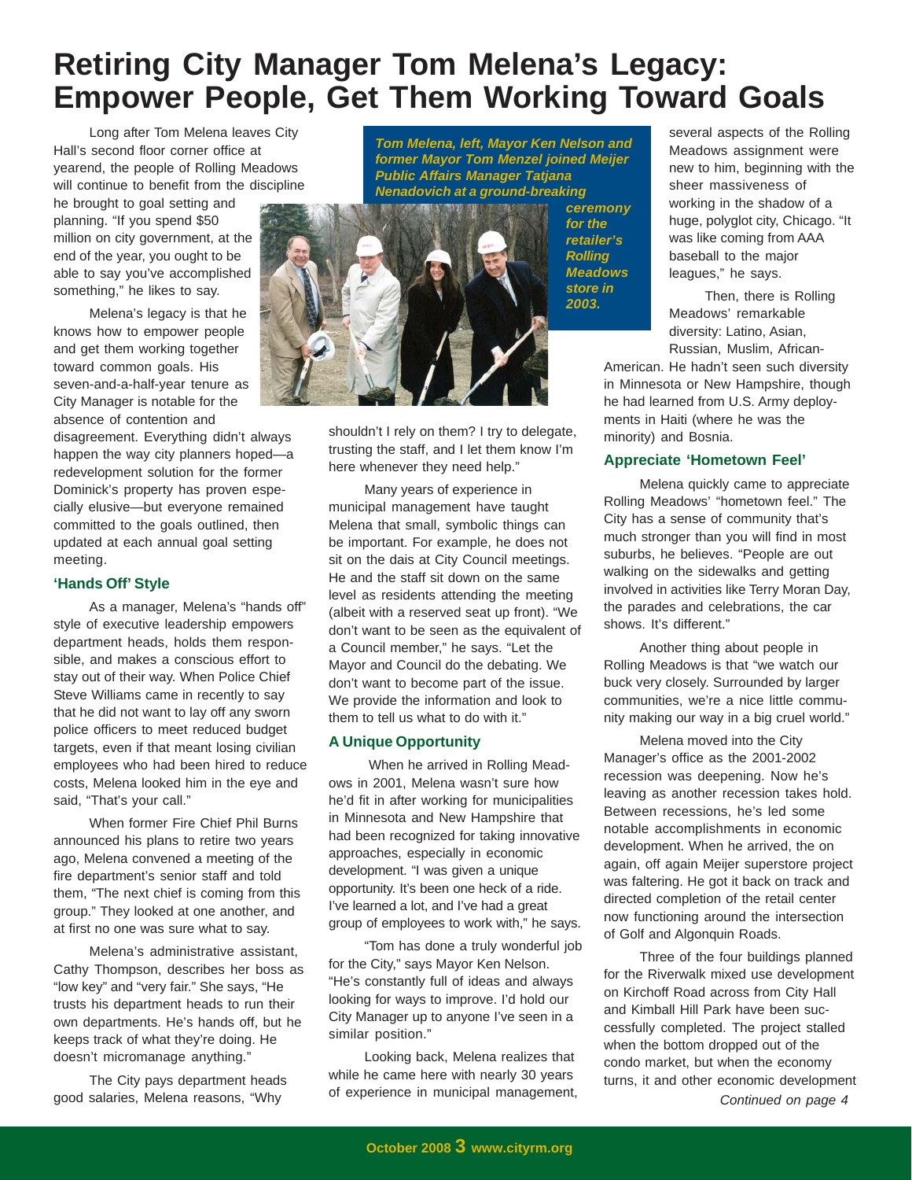# Retiring City Manager Tom Melena's Legacy: Empower People, Get Them Working Toward Goals

Long after Tom Melena leaves City Hall's second floor corner office at yearend, the people of Rolling Meadows will continue to benefit from the discipline he brought to goal setting and planning. "If you spend $50 million on city government, at the end of the year, you ought to be able to say you've accomplished something," he likes to say.

Melena's legacy is that he knows how to empower people and get them working together toward common goals. His seven-and-a-half-year tenure as City Manager is notable for the absence of contention and disagreement. Everything didn't always happen the way city planners hoped—a redevelopment solution for the former Dominick's property has proven especially elusive—but everyone remained committed to the goals outlined, then updated at each annual goal setting meeting.

*Tom Melena, left, Mayor Ken Nelson and former Mayor Tom Menzel joined Meijer Public Affairs Manager Tatjana Nenadovich at a ground-breaking ceremony for the retailer's Rolling Meadows store in 2003.*

## 'Hands Off' Style

As a manager, Melena's "hands off" style of executive leadership empowers department heads, holds them responsible, and makes a conscious effort to stay out of their way. When Police Chief Steve Williams came in recently to say that he did not want to lay off any sworn police officers to meet reduced budget targets, even if that meant losing civilian employees who had been hired to reduce costs, Melena looked him in the eye and said, "That's your call."

When former Fire Chief Phil Burns announced his plans to retire two years ago, Melena convened a meeting of the fire department's senior staff and told them, "The next chief is coming from this group." They looked at one another, and at first no one was sure what to say.

Melena's administrative assistant, Cathy Thompson, describes her boss as "low key" and "very fair." She says, "He trusts his department heads to run their own departments. He's hands off, but he keeps track of what they're doing. He doesn't micromanage anything."

The City pays department heads good salaries, Melena reasons, "Why shouldn't I rely on them? I try to delegate, trusting the staff, and I let them know I'm here whenever they need help."

Many years of experience in municipal management have taught Melena that small, symbolic things can be important. For example, he does not sit on the dais at City Council meetings. He and the staff sit down on the same level as residents attending the meeting (albeit with a reserved seat up front). "We don't want to be seen as the equivalent of a Council member," he says. "Let the Mayor and Council do the debating. We don't want to become part of the issue. We provide the information and look to them to tell us what to do with it."

## A Unique Opportunity

When he arrived in Rolling Meadows in 2001, Melena wasn't sure how he'd fit in after working for municipalities in Minnesota and New Hampshire that had been recognized for taking innovative approaches, especially in economic development. "I was given a unique opportunity. It's been one heck of a ride. I've learned a lot, and I've had a great group of employees to work with," he says.

"Tom has done a truly wonderful job for the City," says Mayor Ken Nelson. "He's constantly full of ideas and always looking for ways to improve. I'd hold our City Manager up to anyone I've seen in a similar position."

Looking back, Melena realizes that while he came here with nearly 30 years of experience in municipal management, several aspects of the Rolling Meadows assignment were new to him, beginning with the sheer massiveness of working in the shadow of a huge, polyglot city, Chicago. "It was like coming from AAA baseball to the major leagues," he says.

Then, there is Rolling Meadows' remarkable diversity: Latino, Asian, Russian, Muslim, African-American. He hadn't seen such diversity in Minnesota or New Hampshire, though he had learned from U.S. Army deployments in Haiti (where he was the minority) and Bosnia.

## Appreciate 'Hometown Feel'

Melena quickly came to appreciate Rolling Meadows' "hometown feel." The City has a sense of community that's much stronger than you will find in most suburbs, he believes. "People are out walking on the sidewalks and getting involved in activities like Terry Moran Day, the parades and celebrations, the car shows. It's different."

Another thing about people in Rolling Meadows is that "we watch our buck very closely. Surrounded by larger communities, we're a nice little community making our way in a big cruel world."

Melena moved into the City Manager's office as the 2001-2002 recession was deepening. Now he's leaving as another recession takes hold. Between recessions, he's led some notable accomplishments in economic development. When he arrived, the on again, off again Meijer superstore project was faltering. He got it back on track and directed completion of the retail center now functioning around the intersection of Golf and Algonquin Roads.

Three of the four buildings planned for the Riverwalk mixed use development on Kirchoff Road across from City Hall and Kimball Hill Park have been successfully completed. The project stalled when the bottom dropped out of the condo market, but when the economy turns, it and other economic development

*Continued on page 4*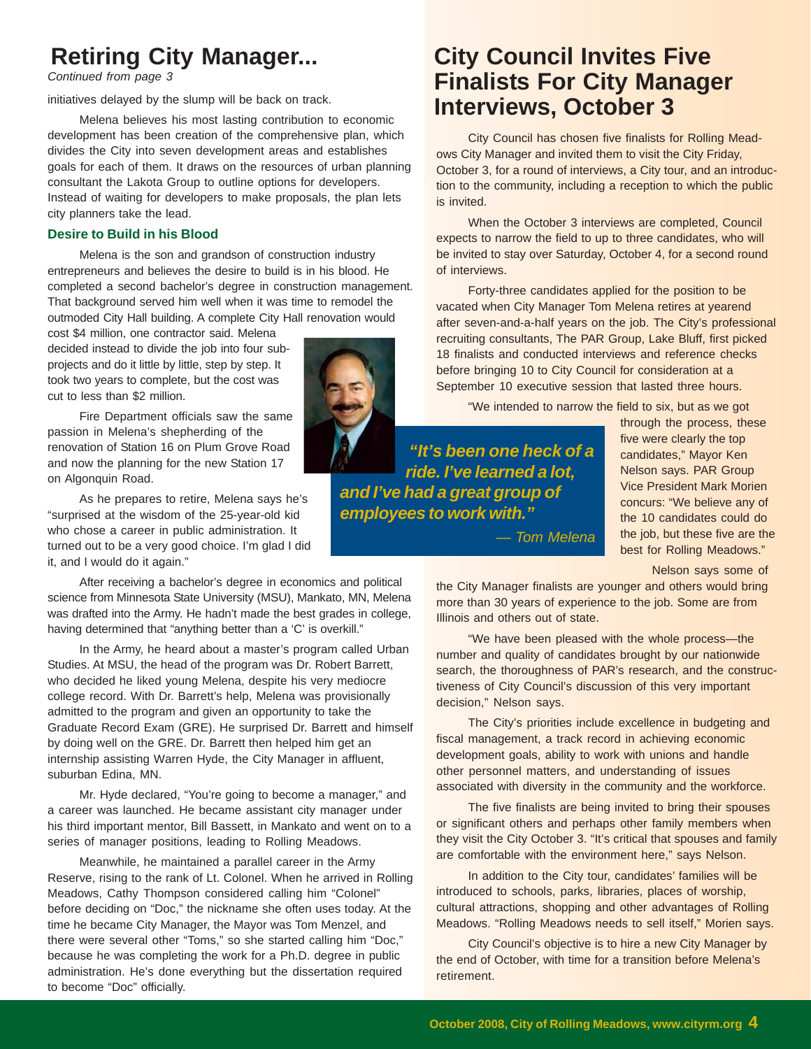# Retiring City Manager...

*Continued from page 3*

initiatives delayed by the slump will be back on track.

Melena believes his most lasting contribution to economic development has been creation of the comprehensive plan, which divides the City into seven development areas and establishes goals for each of them. It draws on the resources of urban planning consultant the Lakota Group to outline options for developers. Instead of waiting for developers to make proposals, the plan lets city planners take the lead.

### Desire to Build in his Blood

Melena is the son and grandson of construction industry entrepreneurs and believes the desire to build is in his blood. He completed a second bachelor's degree in construction management. That background served him well when it was time to remodel the outmoded City Hall building. A complete City Hall renovation would cost $4 million, one contractor said. Melena decided instead to divide the job into four sub-projects and do it little by little, step by step. It took two years to complete, but the cost was cut to less than $2 million.

Fire Department officials saw the same passion in Melena's shepherding of the renovation of Station 16 on Plum Grove Road and now the planning for the new Station 17 on Algonquin Road.

As he prepares to retire, Melena says he's "surprised at the wisdom of the 25-year-old kid who chose a career in public administration. It turned out to be a very good choice. I'm glad I did it, and I would do it again."

*"It's been one heck of a ride. I've learned a lot, and I've had a great group of employees to work with."*

*— Tom Melena*

After receiving a bachelor's degree in economics and political science from Minnesota State University (MSU), Mankato, MN, Melena was drafted into the Army. He hadn't made the best grades in college, having determined that "anything better than a 'C' is overkill."

In the Army, he heard about a master's program called Urban Studies. At MSU, the head of the program was Dr. Robert Barrett, who decided he liked young Melena, despite his very mediocre college record. With Dr. Barrett's help, Melena was provisionally admitted to the program and given an opportunity to take the Graduate Record Exam (GRE). He surprised Dr. Barrett and himself by doing well on the GRE. Dr. Barrett then helped him get an internship assisting Warren Hyde, the City Manager in affluent, suburban Edina, MN.

Mr. Hyde declared, "You're going to become a manager," and a career was launched. He became assistant city manager under his third important mentor, Bill Bassett, in Mankato and went on to a series of manager positions, leading to Rolling Meadows.

Meanwhile, he maintained a parallel career in the Army Reserve, rising to the rank of Lt. Colonel. When he arrived in Rolling Meadows, Cathy Thompson considered calling him "Colonel" before deciding on "Doc," the nickname she often uses today. At the time he became City Manager, the Mayor was Tom Menzel, and there were several other "Toms," so she started calling him "Doc," because he was completing the work for a Ph.D. degree in public administration. He's done everything but the dissertation required to become "Doc" officially.

# City Council Invites Five Finalists For City Manager Interviews, October 3

City Council has chosen five finalists for Rolling Meadows City Manager and invited them to visit the City Friday, October 3, for a round of interviews, a City tour, and an introduction to the community, including a reception to which the public is invited.

When the October 3 interviews are completed, Council expects to narrow the field to up to three candidates, who will be invited to stay over Saturday, October 4, for a second round of interviews.

Forty-three candidates applied for the position to be vacated when City Manager Tom Melena retires at yearend after seven-and-a-half years on the job. The City's professional recruiting consultants, The PAR Group, Lake Bluff, first picked 18 finalists and conducted interviews and reference checks before bringing 10 to City Council for consideration at a September 10 executive session that lasted three hours.

"We intended to narrow the field to six, but as we got through the process, these five were clearly the top candidates," Mayor Ken Nelson says. PAR Group Vice President Mark Morien concurs: "We believe any of the 10 candidates could do the job, but these five are the best for Rolling Meadows."

Nelson says some of the City Manager finalists are younger and others would bring more than 30 years of experience to the job. Some are from Illinois and others out of state.

"We have been pleased with the whole process—the number and quality of candidates brought by our nationwide search, the thoroughness of PAR's research, and the constructiveness of City Council's discussion of this very important decision," Nelson says.

The City's priorities include excellence in budgeting and fiscal management, a track record in achieving economic development goals, ability to work with unions and handle other personnel matters, and understanding of issues associated with diversity in the community and the workforce.

The five finalists are being invited to bring their spouses or significant others and perhaps other family members when they visit the City October 3. "It's critical that spouses and family are comfortable with the environment here," says Nelson.

In addition to the City tour, candidates' families will be introduced to schools, parks, libraries, places of worship, cultural attractions, shopping and other advantages of Rolling Meadows. "Rolling Meadows needs to sell itself," Morien says.

City Council's objective is to hire a new City Manager by the end of October, with time for a transition before Melena's retirement.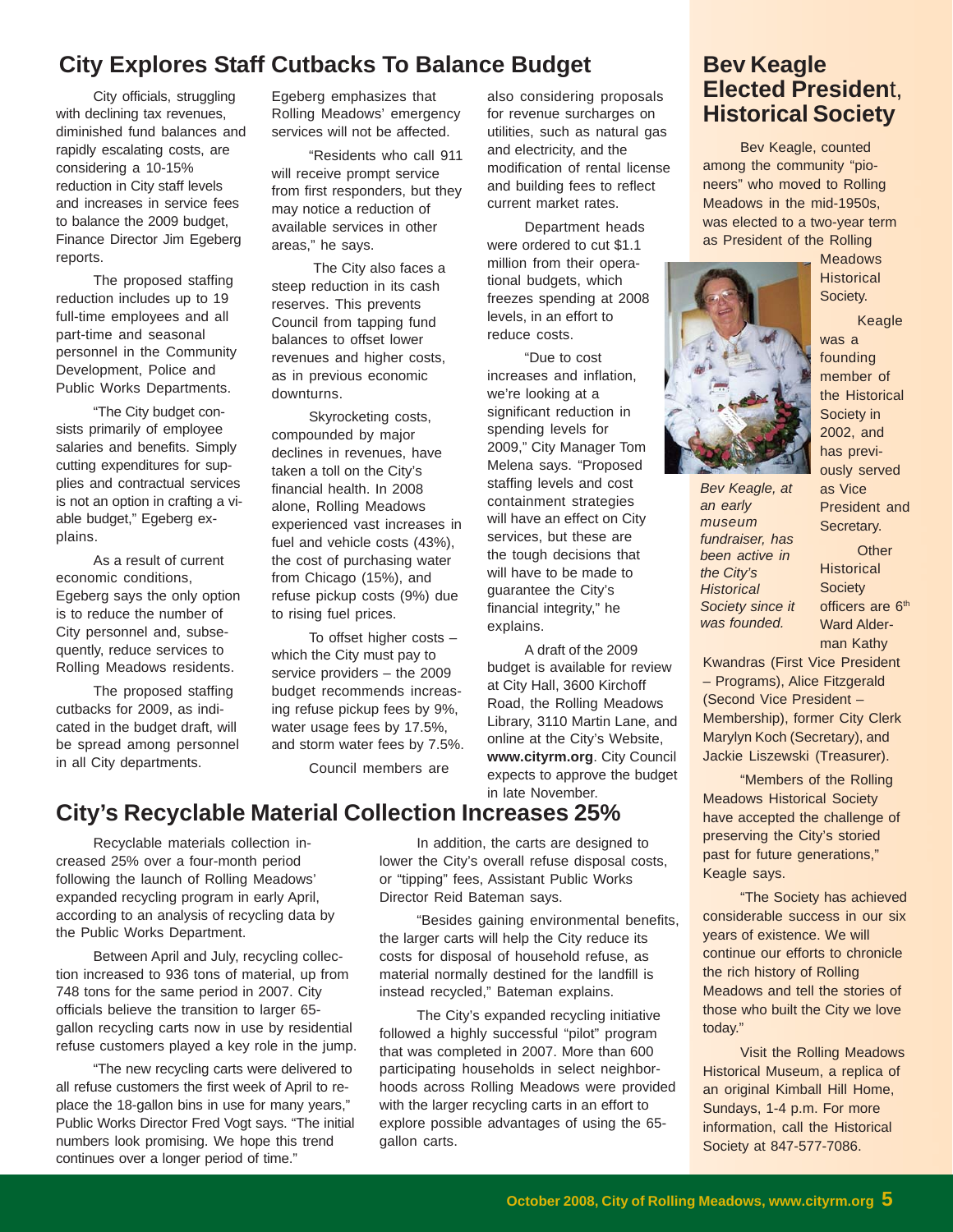## City Explores Staff Cutbacks To Balance Budget

City officials, struggling with declining tax revenues, diminished fund balances and rapidly escalating costs, are considering a 10-15% reduction in City staff levels and increases in service fees to balance the 2009 budget, Finance Director Jim Egeberg reports.

The proposed staffing reduction includes up to 19 full-time employees and all part-time and seasonal personnel in the Community Development, Police and Public Works Departments.

"The City budget consists primarily of employee salaries and benefits. Simply cutting expenditures for supplies and contractual services is not an option in crafting a viable budget," Egeberg explains.

As a result of current economic conditions, Egeberg says the only option is to reduce the number of City personnel and, subsequently, reduce services to Rolling Meadows residents.

The proposed staffing cutbacks for 2009, as indicated in the budget draft, will be spread among personnel in all City departments.

Egeberg emphasizes that Rolling Meadows' emergency services will not be affected.

"Residents who call 911 will receive prompt service from first responders, but they may notice a reduction of available services in other areas," he says.

The City also faces a steep reduction in its cash reserves. This prevents Council from tapping fund balances to offset lower revenues and higher costs, as in previous economic downturns.

Skyrocketing costs, compounded by major declines in revenues, have taken a toll on the City's financial health. In 2008 alone, Rolling Meadows experienced vast increases in fuel and vehicle costs (43%), the cost of purchasing water from Chicago (15%), and refuse pickup costs (9%) due to rising fuel prices.

To offset higher costs – which the City must pay to service providers – the 2009 budget recommends increasing refuse pickup fees by 9%, water usage fees by 17.5%, and storm water fees by 7.5%.

Council members are also considering proposals for revenue surcharges on utilities, such as natural gas and electricity, and the modification of rental license and building fees to reflect current market rates.

Department heads were ordered to cut $1.1 million from their operational budgets, which freezes spending at 2008 levels, in an effort to reduce costs.

"Due to cost increases and inflation, we're looking at a significant reduction in spending levels for 2009," City Manager Tom Melena says. "Proposed staffing levels and cost containment strategies will have an effect on City services, but these are the tough decisions that will have to be made to guarantee the City's financial integrity," he explains.

A draft of the 2009 budget is available for review at City Hall, 3600 Kirchoff Road, the Rolling Meadows Library, 3110 Martin Lane, and online at the City's Website, **www.cityrm.org**. City Council expects to approve the budget in late November.

## City's Recyclable Material Collection Increases 25%

Recyclable materials collection increased 25% over a four-month period following the launch of Rolling Meadows' expanded recycling program in early April, according to an analysis of recycling data by the Public Works Department.

Between April and July, recycling collection increased to 936 tons of material, up from 748 tons for the same period in 2007. City officials believe the transition to larger 65-gallon recycling carts now in use by residential refuse customers played a key role in the jump.

"The new recycling carts were delivered to all refuse customers the first week of April to replace the 18-gallon bins in use for many years," Public Works Director Fred Vogt says. "The initial numbers look promising. We hope this trend continues over a longer period of time."

In addition, the carts are designed to lower the City's overall refuse disposal costs, or "tipping" fees, Assistant Public Works Director Reid Bateman says.

"Besides gaining environmental benefits, the larger carts will help the City reduce its costs for disposal of household refuse, as material normally destined for the landfill is instead recycled," Bateman explains.

The City's expanded recycling initiative followed a highly successful "pilot" program that was completed in 2007. More than 600 participating households in select neighborhoods across Rolling Meadows were provided with the larger recycling carts in an effort to explore possible advantages of using the 65-gallon carts.

## Bev Keagle Elected President, Historical Society

Bev Keagle, counted among the community "pioneers" who moved to Rolling Meadows in the mid-1950s, was elected to a two-year term as President of the Rolling Meadows Historical Society.

*Bev Keagle, at an early museum fundraiser, has been active in the City's Historical Society since it was founded.*

Keagle was a founding member of the Historical Society in 2002, and has previously served as Vice President and Secretary.

Other Historical Society officers are 6th Ward Alderman Kathy Kwandras (First Vice President – Programs), Alice Fitzgerald (Second Vice President – Membership), former City Clerk Marylyn Koch (Secretary), and Jackie Liszewski (Treasurer).

"Members of the Rolling Meadows Historical Society have accepted the challenge of preserving the City's storied past for future generations," Keagle says.

"The Society has achieved considerable success in our six years of existence. We will continue our efforts to chronicle the rich history of Rolling Meadows and tell the stories of those who built the City we love today."

Visit the Rolling Meadows Historical Museum, a replica of an original Kimball Hill Home, Sundays, 1-4 p.m. For more information, call the Historical Society at 847-577-7086.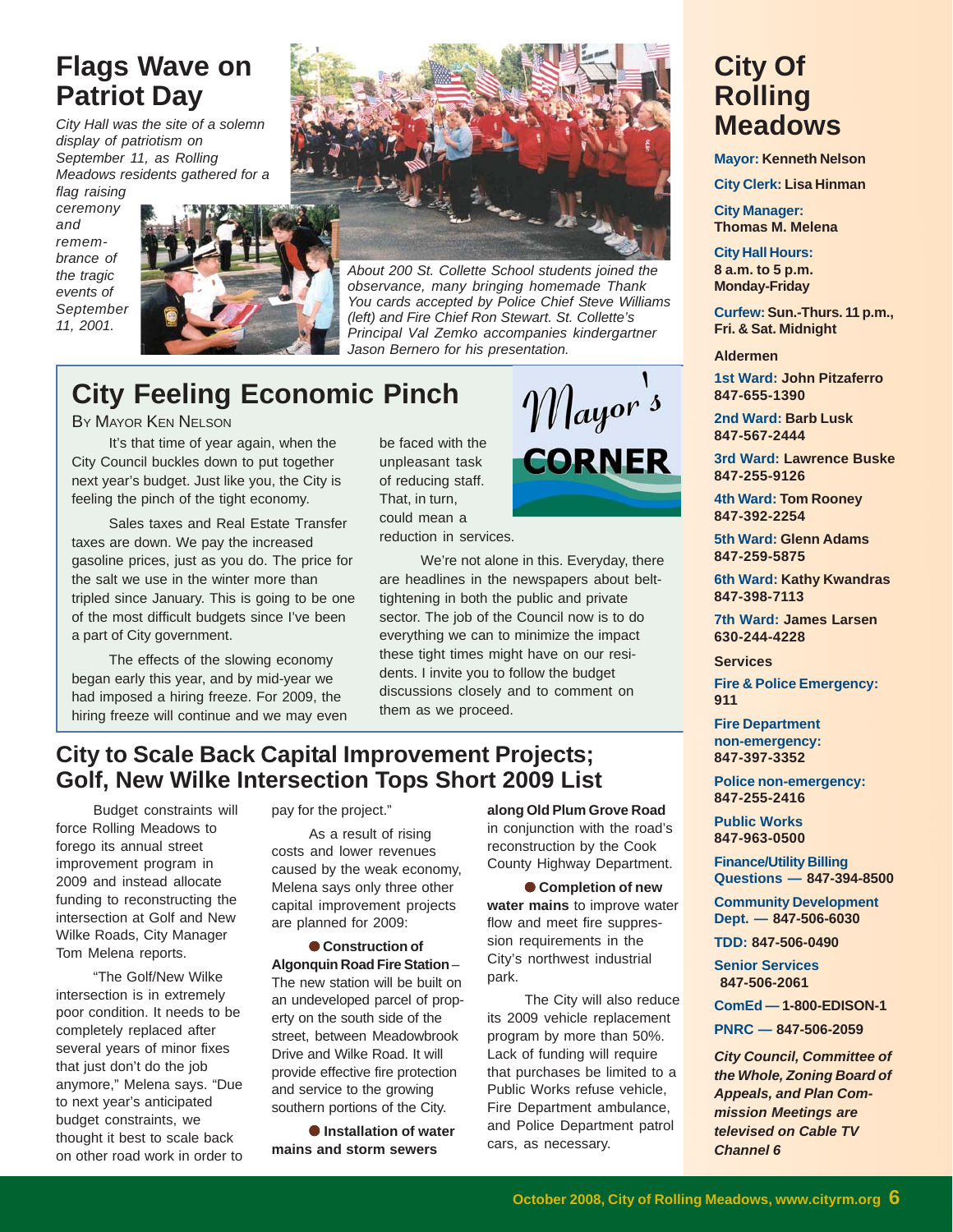# Flags Wave on Patriot Day

*City Hall was the site of a solemn display of patriotism on September 11, as Rolling Meadows residents gathered for a flag raising ceremony and remembrance of the tragic events of September 11, 2001.*

*About 200 St. Collette School students joined the observance, many bringing homemade Thank You cards accepted by Police Chief Steve Williams (left) and Fire Chief Ron Stewart. St. Collette's Principal Val Zemko accompanies kindergartner Jason Bernero for his presentation.*

## City Feeling Economic Pinch

Mayor's CORNER

By Mayor Ken Nelson

It's that time of year again, when the City Council buckles down to put together next year's budget. Just like you, the City is feeling the pinch of the tight economy.

Sales taxes and Real Estate Transfer taxes are down. We pay the increased gasoline prices, just as you do. The price for the salt we use in the winter more than tripled since January. This is going to be one of the most difficult budgets since I've been a part of City government.

The effects of the slowing economy began early this year, and by mid-year we had imposed a hiring freeze. For 2009, the hiring freeze will continue and we may even be faced with the unpleasant task of reducing staff. That, in turn, could mean a reduction in services.

We're not alone in this. Everyday, there are headlines in the newspapers about belt-tightening in both the public and private sector. The job of the Council now is to do everything we can to minimize the impact these tight times might have on our residents. I invite you to follow the budget discussions closely and to comment on them as we proceed.

## City to Scale Back Capital Improvement Projects; Golf, New Wilke Intersection Tops Short 2009 List

Budget constraints will force Rolling Meadows to forego its annual street improvement program in 2009 and instead allocate funding to reconstructing the intersection at Golf and New Wilke Roads, City Manager Tom Melena reports.

"The Golf/New Wilke intersection is in extremely poor condition. It needs to be completely replaced after several years of minor fixes that just don't do the job anymore," Melena says. "Due to next year's anticipated budget constraints, we thought it best to scale back on other road work in order to pay for the project."

As a result of rising costs and lower revenues caused by the weak economy, Melena says only three other capital improvement projects are planned for 2009:

- **Construction of Algonquin Road Fire Station** – The new station will be built on an undeveloped parcel of property on the south side of the street, between Meadowbrook Drive and Wilke Road. It will provide effective fire protection and service to the growing southern portions of the City.
- **Installation of water mains and storm sewers along Old Plum Grove Road** in conjunction with the road's reconstruction by the Cook County Highway Department.
- **Completion of new water mains** to improve water flow and meet fire suppression requirements in the City's northwest industrial park.

The City will also reduce its 2009 vehicle replacement program by more than 50%. Lack of funding will require that purchases be limited to a Public Works refuse vehicle, Fire Department ambulance, and Police Department patrol cars, as necessary.

## City Of Rolling Meadows

**Mayor:** Kenneth Nelson

**City Clerk:** Lisa Hinman

**City Manager:** Thomas M. Melena

**City Hall Hours:** 8 a.m. to 5 p.m. Monday-Friday

**Curfew:** Sun.-Thurs. 11 p.m., Fri. & Sat. Midnight

**Aldermen**

**1st Ward:** John Pitzaferro 847-655-1390

**2nd Ward:** Barb Lusk 847-567-2444

**3rd Ward:** Lawrence Buske 847-255-9126

**4th Ward:** Tom Rooney 847-392-2254

**5th Ward:** Glenn Adams 847-259-5875

**6th Ward:** Kathy Kwandras 847-398-7113

**7th Ward:** James Larsen 630-244-4228

**Services**

**Fire & Police Emergency:** 911

**Fire Department non-emergency:** 847-397-3352

**Police non-emergency:** 847-255-2416

**Public Works** 847-963-0500

**Finance/Utility Billing Questions** — 847-394-8500

**Community Development Dept.** — 847-506-6030

**TDD:** 847-506-0490

**Senior Services** 847-506-2061

**ComEd** — 1-800-EDISON-1

**PNRC** — 847-506-2059

***City Council, Committee of the Whole, Zoning Board of Appeals, and Plan Commission Meetings are televised on Cable TV Channel 6***